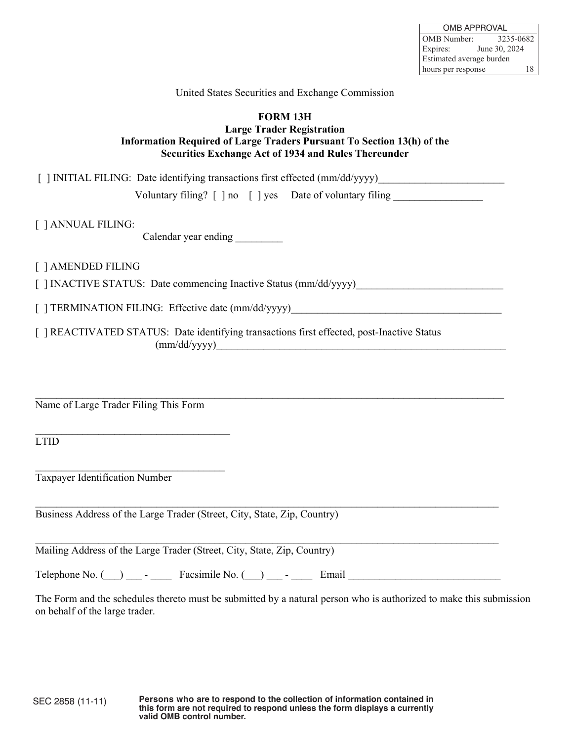| OMB APPROVAL | |
|---|---|
| OMB Number: | 3235-0682 |
| Expires: | June 30, 2024 |
| Estimated average burden hours per response | 18 |

United States Securities and Exchange Commission

# FORM 13H

## Large Trader Registration

## Information Required of Large Traders Pursuant To Section 13(h) of the Securities Exchange Act of 1934 and Rules Thereunder

[ ] INITIAL FILING: Date identifying transactions first effected (mm/dd/yyyy)________________________

Voluntary filing? [ ] no [ ] yes Date of voluntary filing _________________

[ ] ANNUAL FILING:

Calendar year ending _________

[ ] AMENDED FILING

[ ] INACTIVE STATUS: Date commencing Inactive Status (mm/dd/yyyy)____________________________

[ ] TERMINATION FILING: Effective date (mm/dd/yyyy)_________________________________________

[ ] REACTIVATED STATUS: Date identifying transactions first effected, post-Inactive Status (mm/dd/yyyy)___________________________________________________________

_____________________________________________________________________________________
Name of Large Trader Filing This Form

_____________________________________
LTID

_____________________________________
Taxpayer Identification Number

_____________________________________________________________________________________
Business Address of the Large Trader (Street, City, State, Zip, Country)

_____________________________________________________________________________________
Mailing Address of the Large Trader (Street, City, State, Zip, Country)

Telephone No. (___) ___ - ____ Facsimile No. (___) ___ - ____ Email _____________________________

The Form and the schedules thereto must be submitted by a natural person who is authorized to make this submission on behalf of the large trader.

SEC 2858 (11-11)

**Persons who are to respond to the collection of information contained in this form are not required to respond unless the form displays a currently valid OMB control number.**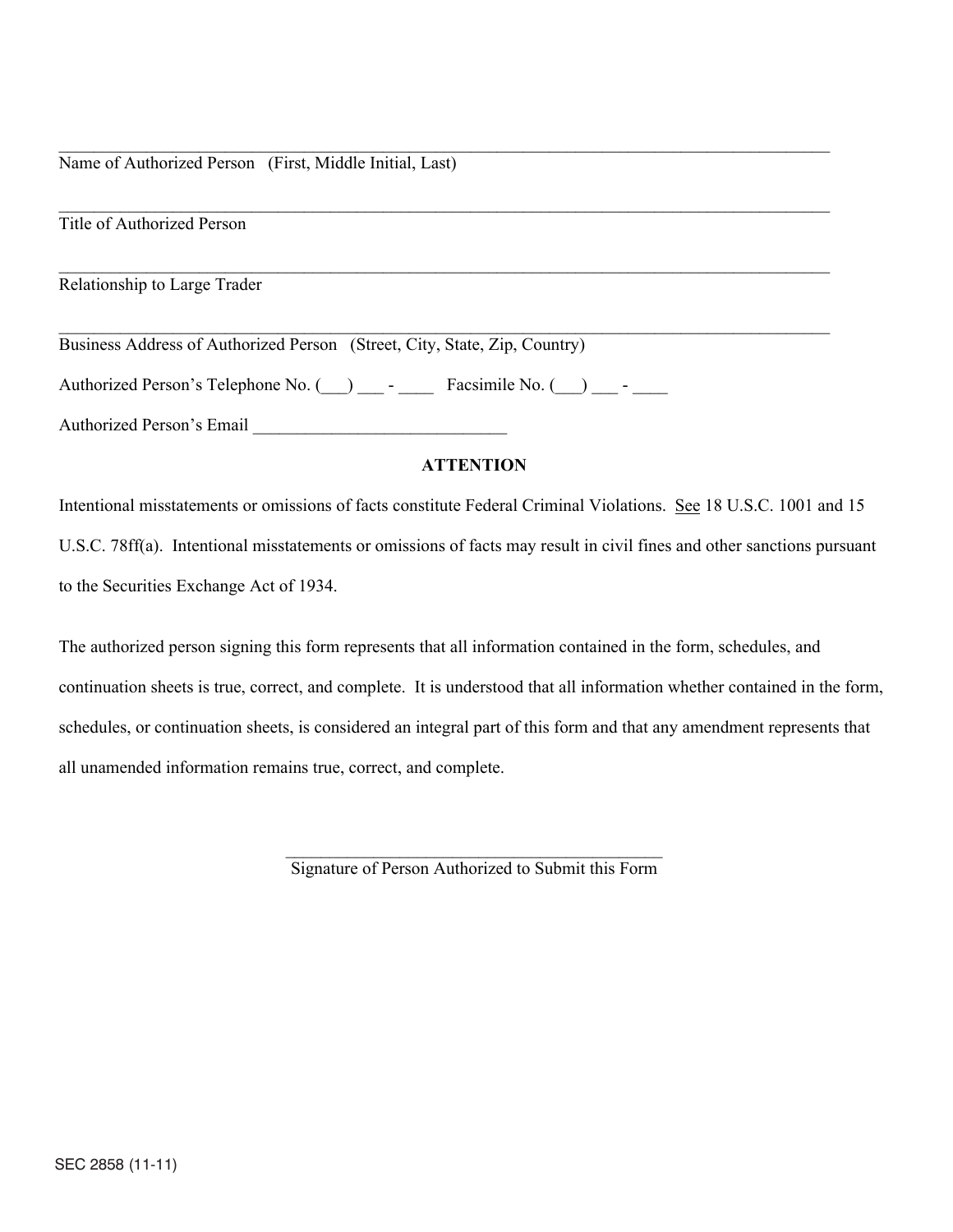\_\_\_\_\_\_\_\_\_\_\_\_\_\_\_\_\_\_\_\_\_\_\_\_\_\_\_\_\_\_\_\_\_\_\_\_\_\_\_\_\_\_\_\_\_\_\_\_\_\_\_\_\_\_\_\_\_\_\_\_\_\_\_\_\_\_\_\_\_\_\_\_\_\_\_\_\_\_

Name of Authorized Person (First, Middle Initial, Last)

\_\_\_\_\_\_\_\_\_\_\_\_\_\_\_\_\_\_\_\_\_\_\_\_\_\_\_\_\_\_\_\_\_\_\_\_\_\_\_\_\_\_\_\_\_\_\_\_\_\_\_\_\_\_\_\_\_\_\_\_\_\_\_\_\_\_\_\_\_\_\_\_\_\_\_\_\_\_

Title of Authorized Person

\_\_\_\_\_\_\_\_\_\_\_\_\_\_\_\_\_\_\_\_\_\_\_\_\_\_\_\_\_\_\_\_\_\_\_\_\_\_\_\_\_\_\_\_\_\_\_\_\_\_\_\_\_\_\_\_\_\_\_\_\_\_\_\_\_\_\_\_\_\_\_\_\_\_\_\_\_\_

Relationship to Large Trader

\_\_\_\_\_\_\_\_\_\_\_\_\_\_\_\_\_\_\_\_\_\_\_\_\_\_\_\_\_\_\_\_\_\_\_\_\_\_\_\_\_\_\_\_\_\_\_\_\_\_\_\_\_\_\_\_\_\_\_\_\_\_\_\_\_\_\_\_\_\_\_\_\_\_\_\_\_\_

Business Address of Authorized Person (Street, City, State, Zip, Country)

Authorized Person's Telephone No. (\_\_\_) \_\_\_ - \_\_\_\_ Facsimile No. (\_\_\_) \_\_\_ - \_\_\_\_

Authorized Person's Email \_\_\_\_\_\_\_\_\_\_\_\_\_\_\_\_\_\_\_\_\_\_\_\_\_\_\_\_\_

**ATTENTION**

Intentional misstatements or omissions of facts constitute Federal Criminal Violations. See 18 U.S.C. 1001 and 15 U.S.C. 78ff(a). Intentional misstatements or omissions of facts may result in civil fines and other sanctions pursuant to the Securities Exchange Act of 1934.

The authorized person signing this form represents that all information contained in the form, schedules, and continuation sheets is true, correct, and complete. It is understood that all information whether contained in the form, schedules, or continuation sheets, is considered an integral part of this form and that any amendment represents that all unamended information remains true, correct, and complete.

\_\_\_\_\_\_\_\_\_\_\_\_\_\_\_\_\_\_\_\_\_\_\_\_\_\_\_\_\_\_\_\_\_\_\_\_\_\_\_\_\_\_\_\_

Signature of Person Authorized to Submit this Form

SEC 2858 (11-11)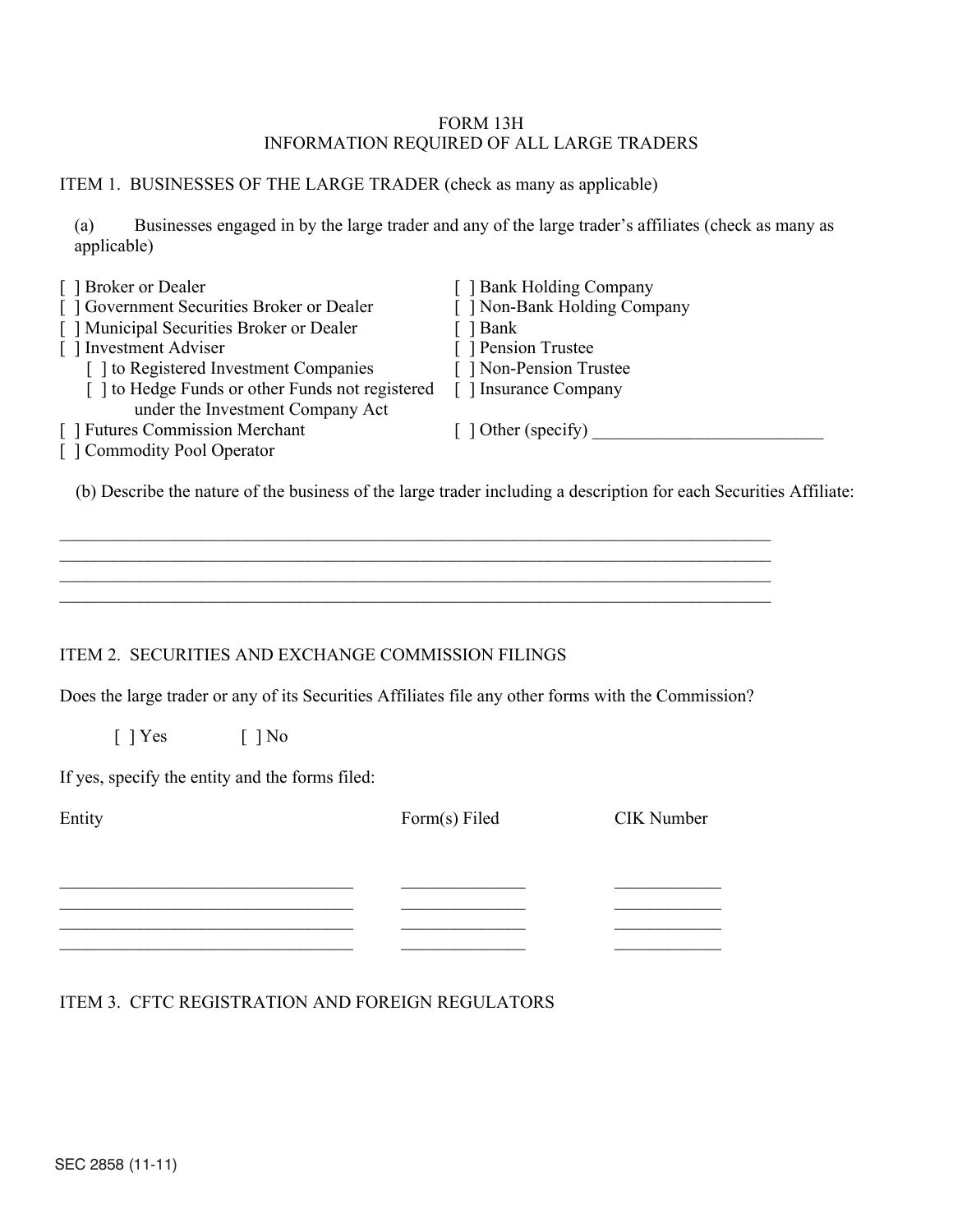# FORM 13H
## INFORMATION REQUIRED OF ALL LARGE TRADERS

ITEM 1. BUSINESSES OF THE LARGE TRADER (check as many as applicable)

(a) Businesses engaged in by the large trader and any of the large trader's affiliates (check as many as applicable)

[ ] Broker or Dealer
[ ] Government Securities Broker or Dealer
[ ] Municipal Securities Broker or Dealer
[ ] Investment Adviser
  [ ] to Registered Investment Companies
  [ ] to Hedge Funds or other Funds not registered under the Investment Company Act
[ ] Futures Commission Merchant
[ ] Commodity Pool Operator
[ ] Bank Holding Company
[ ] Non-Bank Holding Company
[ ] Bank
[ ] Pension Trustee
[ ] Non-Pension Trustee
[ ] Insurance Company
[ ] Other (specify) ___________________________

(b) Describe the nature of the business of the large trader including a description for each Securities Affiliate:

_______________________________________________________________________________________
_______________________________________________________________________________________
_______________________________________________________________________________________
_______________________________________________________________________________________

ITEM 2. SECURITIES AND EXCHANGE COMMISSION FILINGS

Does the large trader or any of its Securities Affiliates file any other forms with the Commission?

[ ] Yes    [ ] No

If yes, specify the entity and the forms filed:

| Entity | Form(s) Filed | CIK Number |
| --- | --- | --- |
| ___________________________________ | ______________ | ____________ |
| ___________________________________ | ______________ | ____________ |
| ___________________________________ | ______________ | ____________ |
| ___________________________________ | ______________ | ____________ |

ITEM 3. CFTC REGISTRATION AND FOREIGN REGULATORS

SEC 2858 (11-11)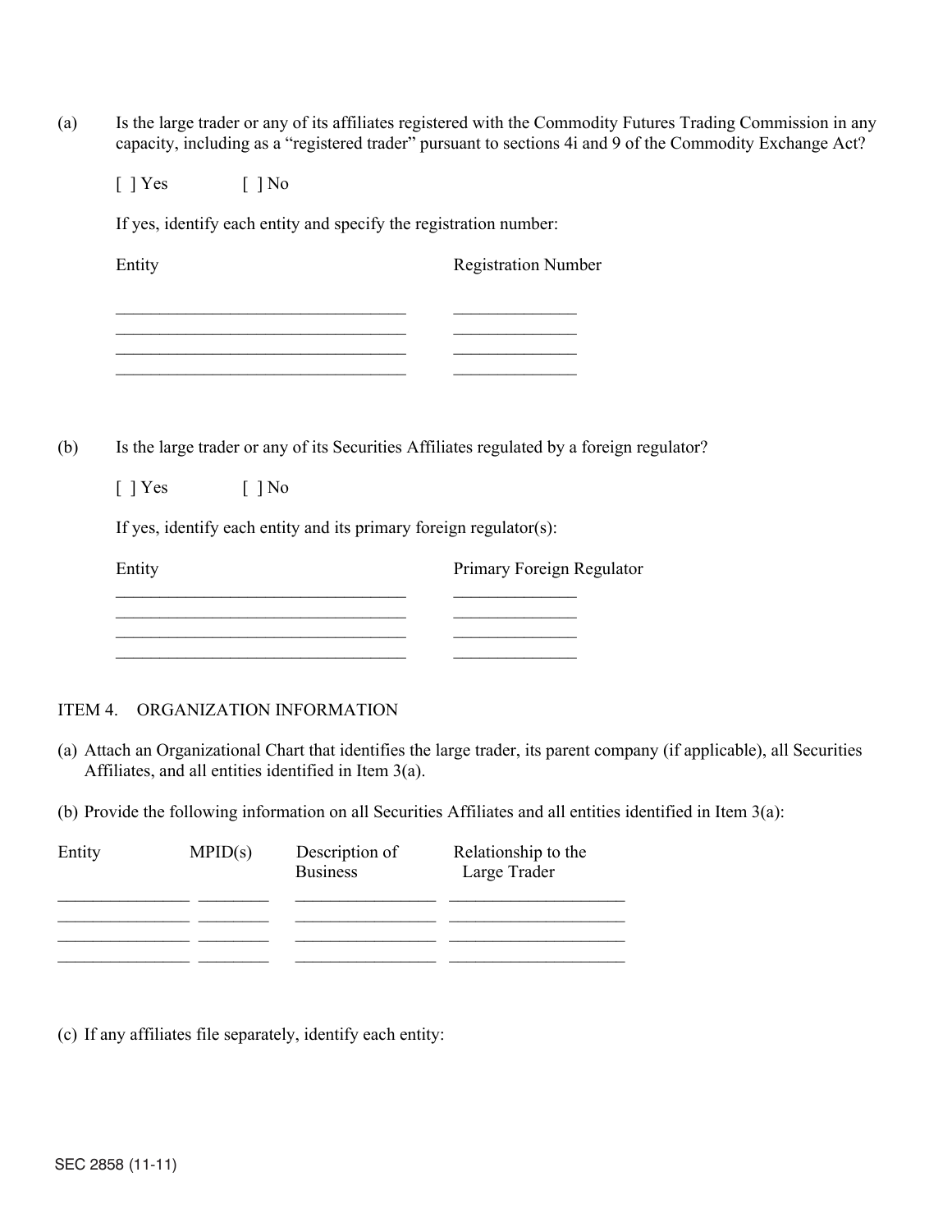(a) Is the large trader or any of its affiliates registered with the Commodity Futures Trading Commission in any capacity, including as a "registered trader" pursuant to sections 4i and 9 of the Commodity Exchange Act?

[ ] Yes [ ] No

If yes, identify each entity and specify the registration number:

| Entity | Registration Number |
| --- | --- |
| \_\_\_\_\_\_\_\_\_\_\_\_\_\_\_\_\_\_\_\_\_\_\_\_\_\_\_\_\_\_\_\_\_\_ | \_\_\_\_\_\_\_\_\_\_\_\_\_\_ |
| \_\_\_\_\_\_\_\_\_\_\_\_\_\_\_\_\_\_\_\_\_\_\_\_\_\_\_\_\_\_\_\_\_\_ | \_\_\_\_\_\_\_\_\_\_\_\_\_\_ |
| \_\_\_\_\_\_\_\_\_\_\_\_\_\_\_\_\_\_\_\_\_\_\_\_\_\_\_\_\_\_\_\_\_\_ | \_\_\_\_\_\_\_\_\_\_\_\_\_\_ |
| \_\_\_\_\_\_\_\_\_\_\_\_\_\_\_\_\_\_\_\_\_\_\_\_\_\_\_\_\_\_\_\_\_\_ | \_\_\_\_\_\_\_\_\_\_\_\_\_\_ |

(b) Is the large trader or any of its Securities Affiliates regulated by a foreign regulator?

[ ] Yes [ ] No

If yes, identify each entity and its primary foreign regulator(s):

| Entity | Primary Foreign Regulator |
| --- | --- |
| \_\_\_\_\_\_\_\_\_\_\_\_\_\_\_\_\_\_\_\_\_\_\_\_\_\_\_\_\_\_\_\_\_\_ | \_\_\_\_\_\_\_\_\_\_\_\_\_\_ |
| \_\_\_\_\_\_\_\_\_\_\_\_\_\_\_\_\_\_\_\_\_\_\_\_\_\_\_\_\_\_\_\_\_\_ | \_\_\_\_\_\_\_\_\_\_\_\_\_\_ |
| \_\_\_\_\_\_\_\_\_\_\_\_\_\_\_\_\_\_\_\_\_\_\_\_\_\_\_\_\_\_\_\_\_\_ | \_\_\_\_\_\_\_\_\_\_\_\_\_\_ |
| \_\_\_\_\_\_\_\_\_\_\_\_\_\_\_\_\_\_\_\_\_\_\_\_\_\_\_\_\_\_\_\_\_\_ | \_\_\_\_\_\_\_\_\_\_\_\_\_\_ |

## ITEM 4. ORGANIZATION INFORMATION

(a) Attach an Organizational Chart that identifies the large trader, its parent company (if applicable), all Securities Affiliates, and all entities identified in Item 3(a).

(b) Provide the following information on all Securities Affiliates and all entities identified in Item 3(a):

| Entity | MPID(s) | Description of Business | Relationship to the Large Trader |
| --- | --- | --- | --- |
| \_\_\_\_\_\_\_\_\_\_\_\_\_\_\_ | \_\_\_\_\_\_\_\_ | \_\_\_\_\_\_\_\_\_\_\_\_\_\_\_\_ | \_\_\_\_\_\_\_\_\_\_\_\_\_\_\_\_\_\_\_\_ |
| \_\_\_\_\_\_\_\_\_\_\_\_\_\_\_ | \_\_\_\_\_\_\_\_ | \_\_\_\_\_\_\_\_\_\_\_\_\_\_\_\_ | \_\_\_\_\_\_\_\_\_\_\_\_\_\_\_\_\_\_\_\_ |
| \_\_\_\_\_\_\_\_\_\_\_\_\_\_\_ | \_\_\_\_\_\_\_\_ | \_\_\_\_\_\_\_\_\_\_\_\_\_\_\_\_ | \_\_\_\_\_\_\_\_\_\_\_\_\_\_\_\_\_\_\_\_ |
| \_\_\_\_\_\_\_\_\_\_\_\_\_\_\_ | \_\_\_\_\_\_\_\_ | \_\_\_\_\_\_\_\_\_\_\_\_\_\_\_\_ | \_\_\_\_\_\_\_\_\_\_\_\_\_\_\_\_\_\_\_\_ |

(c) If any affiliates file separately, identify each entity:

SEC 2858 (11-11)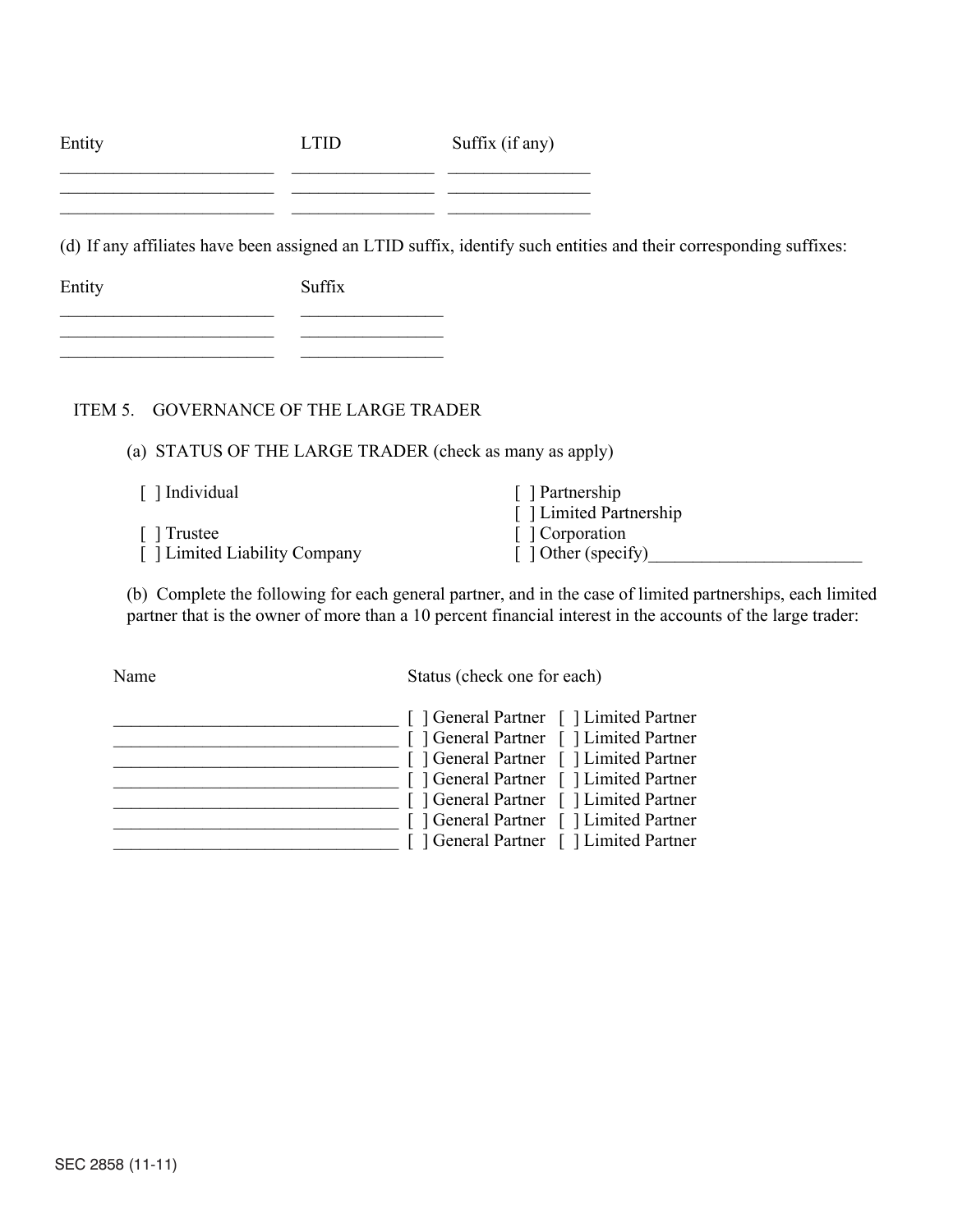| Entity | LTID | Suffix (if any) |
|---|---|---|
| ________________________ | ________________ | ________________ |
| ________________________ | ________________ | ________________ |
| ________________________ | ________________ | ________________ |

(d) If any affiliates have been assigned an LTID suffix, identify such entities and their corresponding suffixes:

| Entity | Suffix |
|---|---|
| ________________________ | ________________ |
| ________________________ | ________________ |
| ________________________ | ________________ |

## ITEM 5. GOVERNANCE OF THE LARGE TRADER

(a) STATUS OF THE LARGE TRADER (check as many as apply)

[ ] Individual
[ ] Trustee
[ ] Limited Liability Company
[ ] Partnership
[ ] Limited Partnership
[ ] Corporation
[ ] Other (specify)________________________

(b) Complete the following for each general partner, and in the case of limited partnerships, each limited partner that is the owner of more than a 10 percent financial interest in the accounts of the large trader:

| Name | Status (check one for each) |
|---|---|
| ________________________________ | [ ] General Partner [ ] Limited Partner |
| ________________________________ | [ ] General Partner [ ] Limited Partner |
| ________________________________ | [ ] General Partner [ ] Limited Partner |
| ________________________________ | [ ] General Partner [ ] Limited Partner |
| ________________________________ | [ ] General Partner [ ] Limited Partner |
| ________________________________ | [ ] General Partner [ ] Limited Partner |
| ________________________________ | [ ] General Partner [ ] Limited Partner |

SEC 2858 (11-11)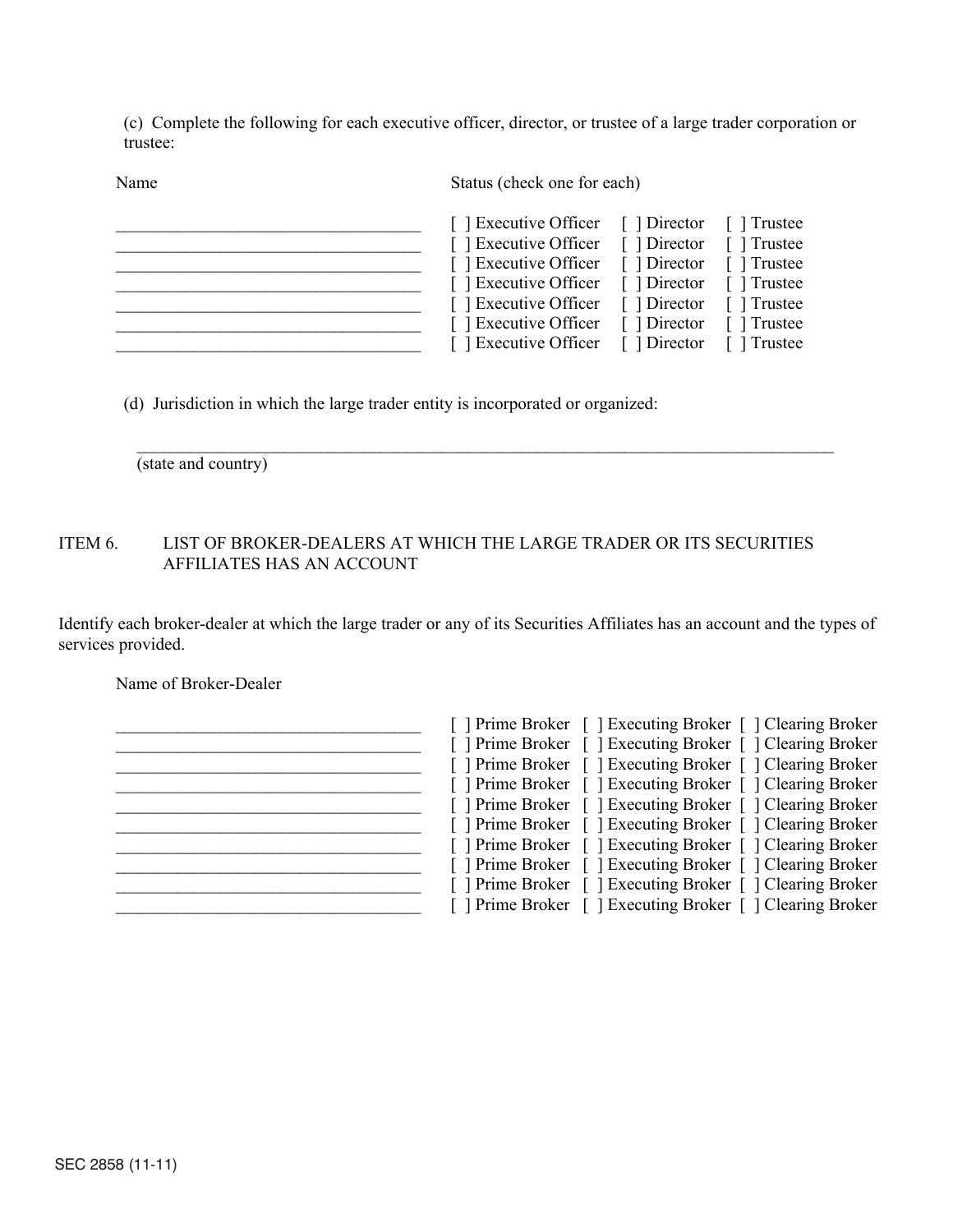(c) Complete the following for each executive officer, director, or trustee of a large trader corporation or trustee:

| Name | Status (check one for each) | | |
|---|---|---|---|
| ___________________________________ | [ ] Executive Officer | [ ] Director | [ ] Trustee |
| ___________________________________ | [ ] Executive Officer | [ ] Director | [ ] Trustee |
| ___________________________________ | [ ] Executive Officer | [ ] Director | [ ] Trustee |
| ___________________________________ | [ ] Executive Officer | [ ] Director | [ ] Trustee |
| ___________________________________ | [ ] Executive Officer | [ ] Director | [ ] Trustee |
| ___________________________________ | [ ] Executive Officer | [ ] Director | [ ] Trustee |
| ___________________________________ | [ ] Executive Officer | [ ] Director | [ ] Trustee |

(d) Jurisdiction in which the large trader entity is incorporated or organized:

_______________________________________________________________________________

(state and country)

## ITEM 6. LIST OF BROKER-DEALERS AT WHICH THE LARGE TRADER OR ITS SECURITIES AFFILIATES HAS AN ACCOUNT

Identify each broker-dealer at which the large trader or any of its Securities Affiliates has an account and the types of services provided.

| Name of Broker-Dealer | | | |
|---|---|---|---|
| ___________________________________ | [ ] Prime Broker | [ ] Executing Broker | [ ] Clearing Broker |
| ___________________________________ | [ ] Prime Broker | [ ] Executing Broker | [ ] Clearing Broker |
| ___________________________________ | [ ] Prime Broker | [ ] Executing Broker | [ ] Clearing Broker |
| ___________________________________ | [ ] Prime Broker | [ ] Executing Broker | [ ] Clearing Broker |
| ___________________________________ | [ ] Prime Broker | [ ] Executing Broker | [ ] Clearing Broker |
| ___________________________________ | [ ] Prime Broker | [ ] Executing Broker | [ ] Clearing Broker |
| ___________________________________ | [ ] Prime Broker | [ ] Executing Broker | [ ] Clearing Broker |
| ___________________________________ | [ ] Prime Broker | [ ] Executing Broker | [ ] Clearing Broker |
| ___________________________________ | [ ] Prime Broker | [ ] Executing Broker | [ ] Clearing Broker |
| ___________________________________ | [ ] Prime Broker | [ ] Executing Broker | [ ] Clearing Broker |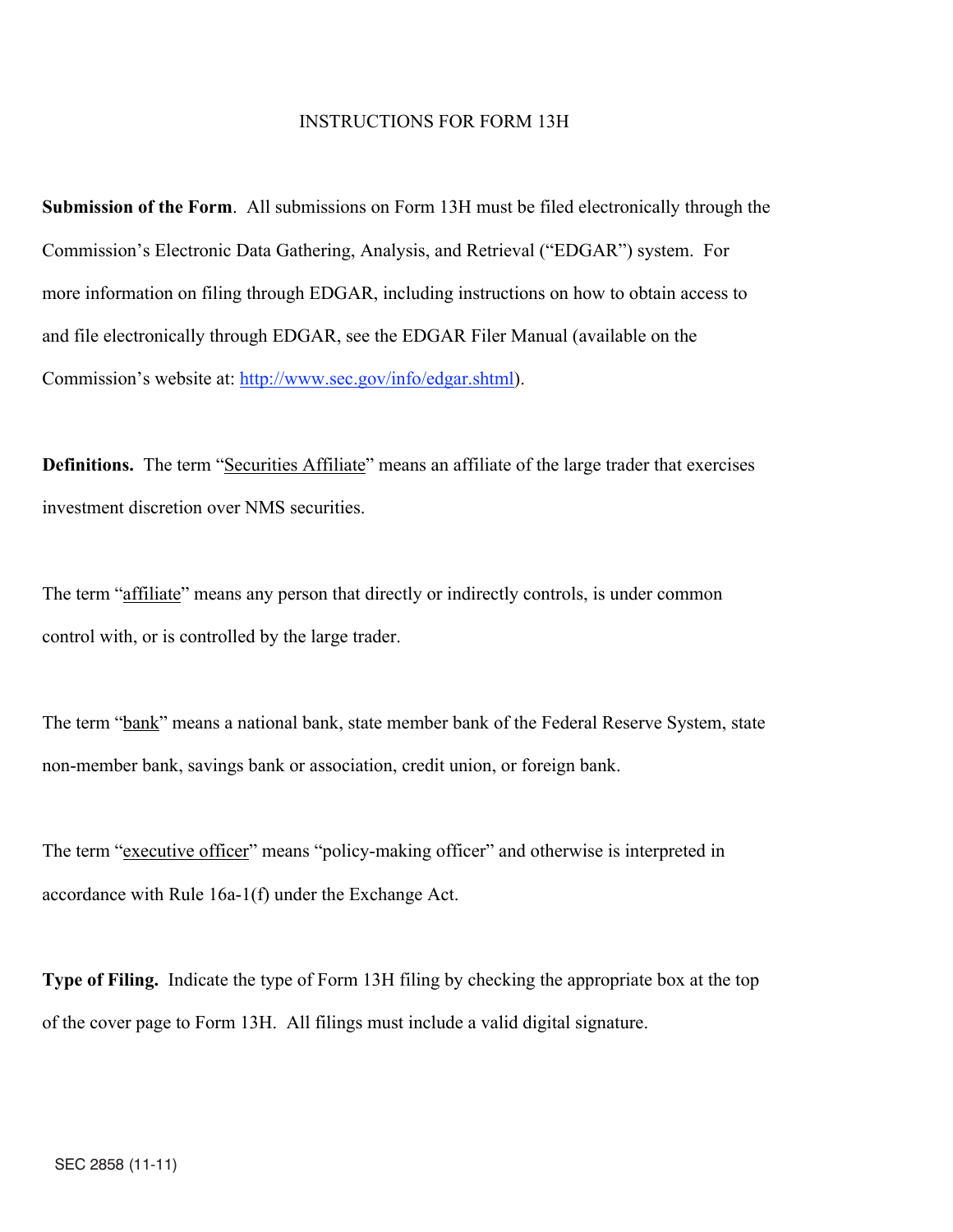# INSTRUCTIONS FOR FORM 13H

**Submission of the Form**. All submissions on Form 13H must be filed electronically through the Commission's Electronic Data Gathering, Analysis, and Retrieval ("EDGAR") system. For more information on filing through EDGAR, including instructions on how to obtain access to and file electronically through EDGAR, see the EDGAR Filer Manual (available on the Commission's website at: http://www.sec.gov/info/edgar.shtml).

**Definitions.** The term "Securities Affiliate" means an affiliate of the large trader that exercises investment discretion over NMS securities.

The term "affiliate" means any person that directly or indirectly controls, is under common control with, or is controlled by the large trader.

The term "bank" means a national bank, state member bank of the Federal Reserve System, state non-member bank, savings bank or association, credit union, or foreign bank.

The term "executive officer" means "policy-making officer" and otherwise is interpreted in accordance with Rule 16a-1(f) under the Exchange Act.

**Type of Filing.** Indicate the type of Form 13H filing by checking the appropriate box at the top of the cover page to Form 13H. All filings must include a valid digital signature.

SEC 2858 (11-11)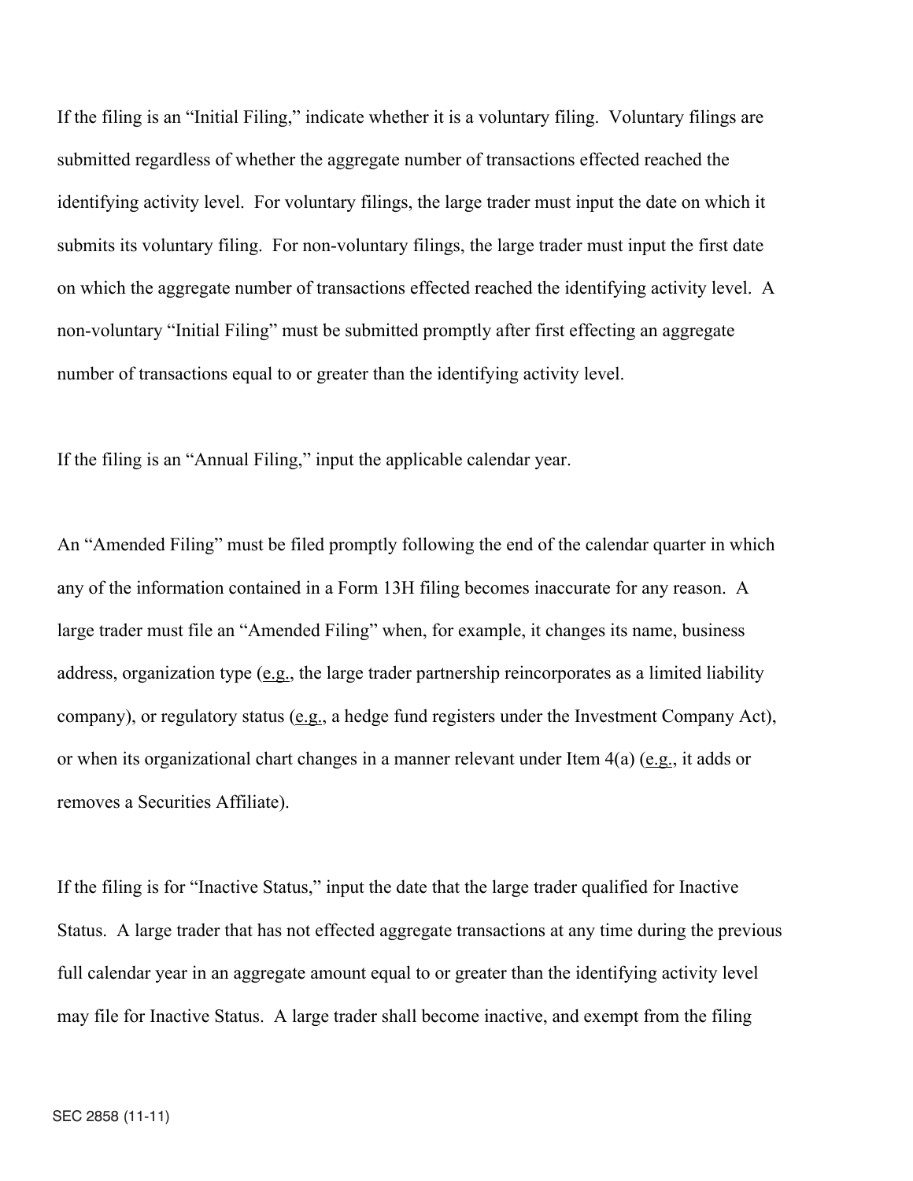If the filing is an "Initial Filing," indicate whether it is a voluntary filing. Voluntary filings are submitted regardless of whether the aggregate number of transactions effected reached the identifying activity level. For voluntary filings, the large trader must input the date on which it submits its voluntary filing. For non-voluntary filings, the large trader must input the first date on which the aggregate number of transactions effected reached the identifying activity level. A non-voluntary "Initial Filing" must be submitted promptly after first effecting an aggregate number of transactions equal to or greater than the identifying activity level.

If the filing is an "Annual Filing," input the applicable calendar year.

An "Amended Filing" must be filed promptly following the end of the calendar quarter in which any of the information contained in a Form 13H filing becomes inaccurate for any reason. A large trader must file an "Amended Filing" when, for example, it changes its name, business address, organization type (e.g., the large trader partnership reincorporates as a limited liability company), or regulatory status (e.g., a hedge fund registers under the Investment Company Act), or when its organizational chart changes in a manner relevant under Item 4(a) (e.g., it adds or removes a Securities Affiliate).

If the filing is for "Inactive Status," input the date that the large trader qualified for Inactive Status. A large trader that has not effected aggregate transactions at any time during the previous full calendar year in an aggregate amount equal to or greater than the identifying activity level may file for Inactive Status. A large trader shall become inactive, and exempt from the filing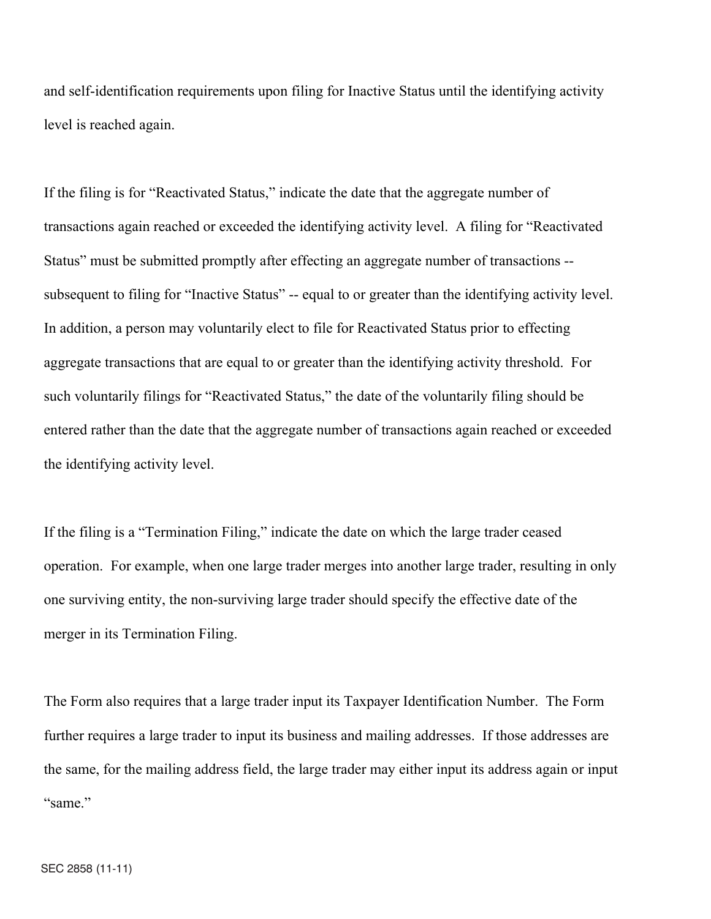and self-identification requirements upon filing for Inactive Status until the identifying activity level is reached again.

If the filing is for "Reactivated Status," indicate the date that the aggregate number of transactions again reached or exceeded the identifying activity level. A filing for "Reactivated Status" must be submitted promptly after effecting an aggregate number of transactions -- subsequent to filing for "Inactive Status" -- equal to or greater than the identifying activity level. In addition, a person may voluntarily elect to file for Reactivated Status prior to effecting aggregate transactions that are equal to or greater than the identifying activity threshold. For such voluntarily filings for "Reactivated Status," the date of the voluntarily filing should be entered rather than the date that the aggregate number of transactions again reached or exceeded the identifying activity level.

If the filing is a "Termination Filing," indicate the date on which the large trader ceased operation. For example, when one large trader merges into another large trader, resulting in only one surviving entity, the non-surviving large trader should specify the effective date of the merger in its Termination Filing.

The Form also requires that a large trader input its Taxpayer Identification Number. The Form further requires a large trader to input its business and mailing addresses. If those addresses are the same, for the mailing address field, the large trader may either input its address again or input "same."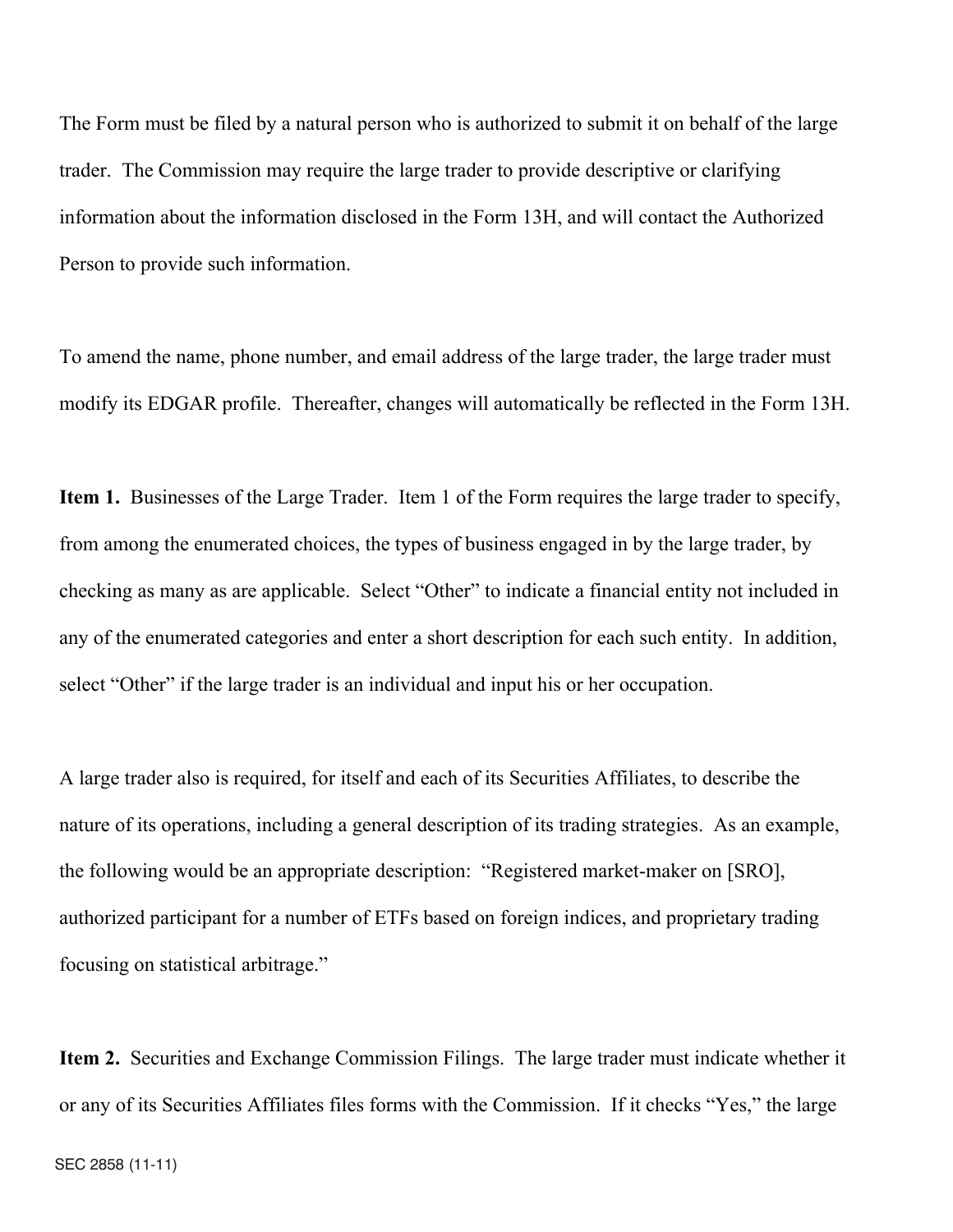The Form must be filed by a natural person who is authorized to submit it on behalf of the large trader. The Commission may require the large trader to provide descriptive or clarifying information about the information disclosed in the Form 13H, and will contact the Authorized Person to provide such information.

To amend the name, phone number, and email address of the large trader, the large trader must modify its EDGAR profile. Thereafter, changes will automatically be reflected in the Form 13H.

**Item 1.** Businesses of the Large Trader. Item 1 of the Form requires the large trader to specify, from among the enumerated choices, the types of business engaged in by the large trader, by checking as many as are applicable. Select "Other" to indicate a financial entity not included in any of the enumerated categories and enter a short description for each such entity. In addition, select "Other" if the large trader is an individual and input his or her occupation.

A large trader also is required, for itself and each of its Securities Affiliates, to describe the nature of its operations, including a general description of its trading strategies. As an example, the following would be an appropriate description: "Registered market-maker on [SRO], authorized participant for a number of ETFs based on foreign indices, and proprietary trading focusing on statistical arbitrage."

**Item 2.** Securities and Exchange Commission Filings. The large trader must indicate whether it or any of its Securities Affiliates files forms with the Commission. If it checks "Yes," the large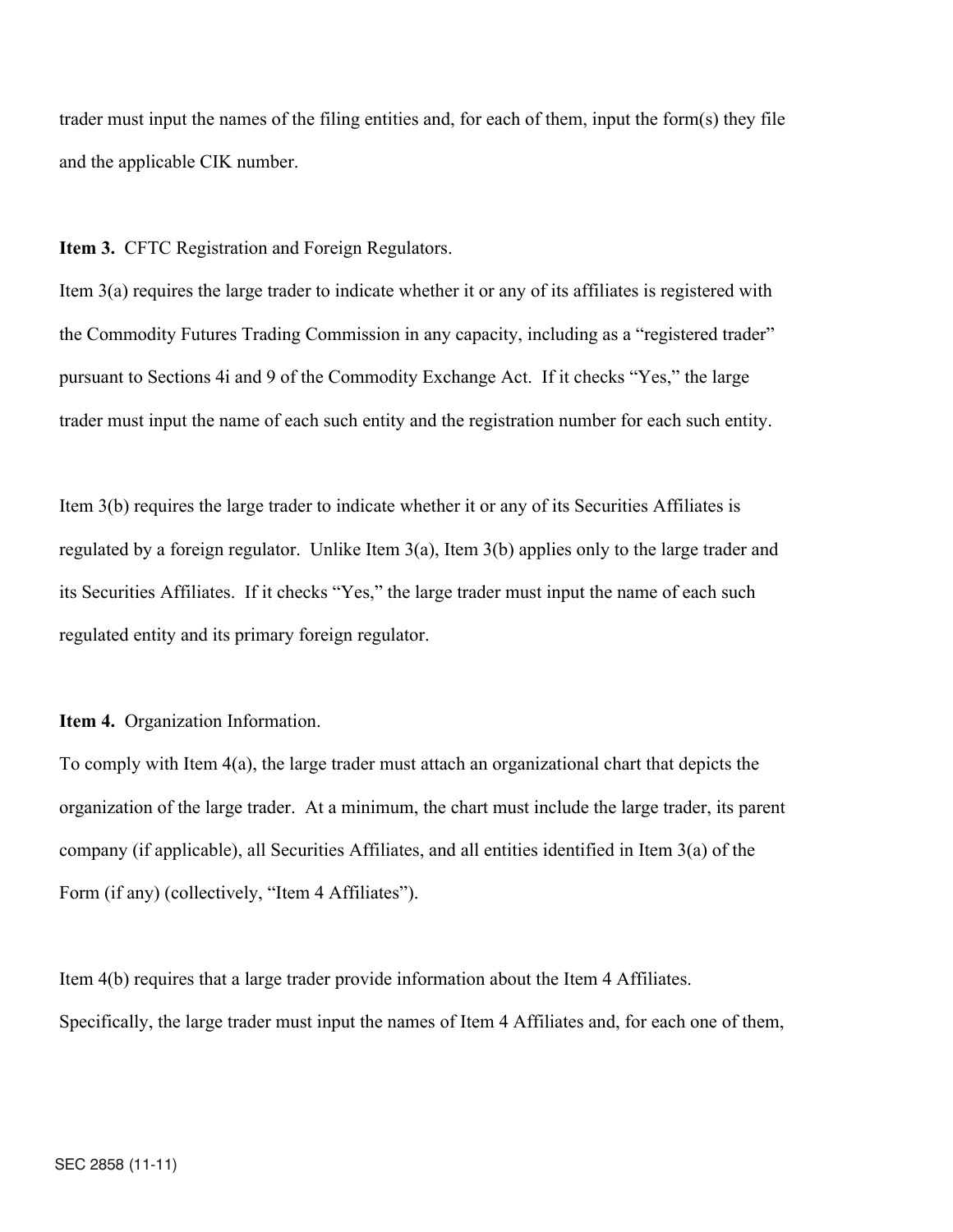trader must input the names of the filing entities and, for each of them, input the form(s) they file and the applicable CIK number.

**Item 3.** CFTC Registration and Foreign Regulators.

Item 3(a) requires the large trader to indicate whether it or any of its affiliates is registered with the Commodity Futures Trading Commission in any capacity, including as a "registered trader" pursuant to Sections 4i and 9 of the Commodity Exchange Act. If it checks "Yes," the large trader must input the name of each such entity and the registration number for each such entity.

Item 3(b) requires the large trader to indicate whether it or any of its Securities Affiliates is regulated by a foreign regulator. Unlike Item 3(a), Item 3(b) applies only to the large trader and its Securities Affiliates. If it checks "Yes," the large trader must input the name of each such regulated entity and its primary foreign regulator.

**Item 4.** Organization Information.

To comply with Item 4(a), the large trader must attach an organizational chart that depicts the organization of the large trader. At a minimum, the chart must include the large trader, its parent company (if applicable), all Securities Affiliates, and all entities identified in Item 3(a) of the Form (if any) (collectively, "Item 4 Affiliates").

Item 4(b) requires that a large trader provide information about the Item 4 Affiliates. Specifically, the large trader must input the names of Item 4 Affiliates and, for each one of them,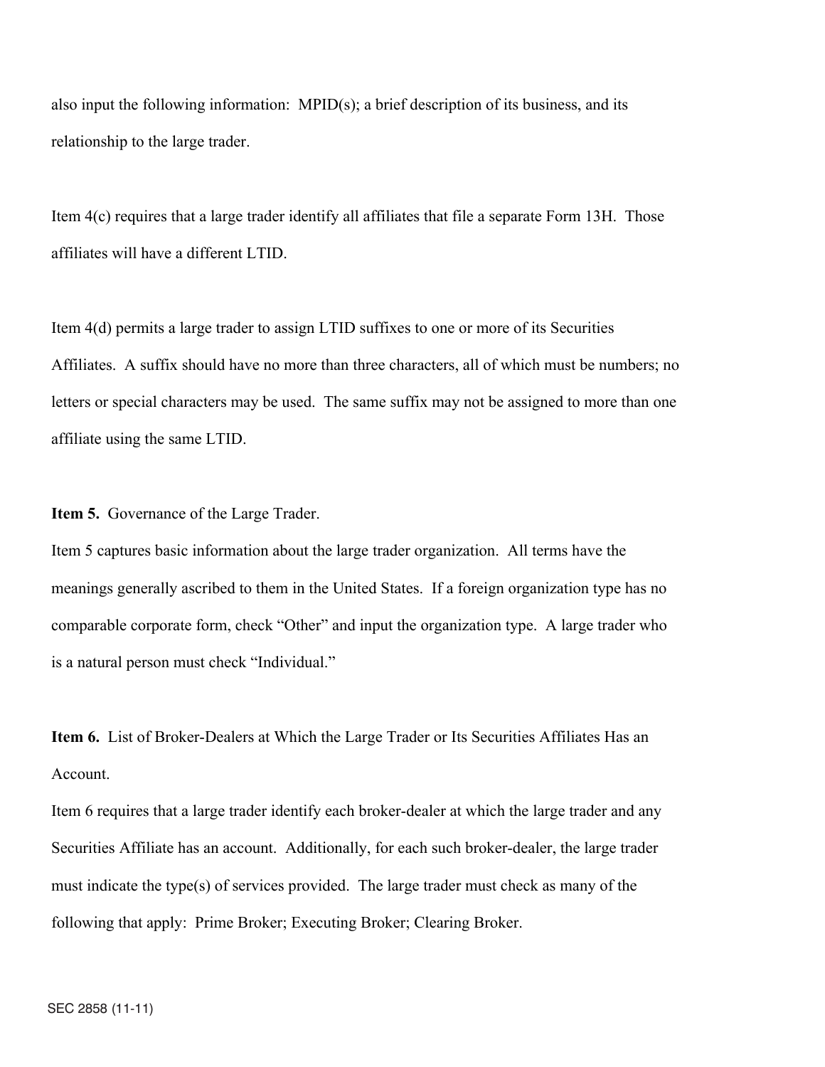also input the following information: MPID(s); a brief description of its business, and its relationship to the large trader.

Item 4(c) requires that a large trader identify all affiliates that file a separate Form 13H. Those affiliates will have a different LTID.

Item 4(d) permits a large trader to assign LTID suffixes to one or more of its Securities Affiliates. A suffix should have no more than three characters, all of which must be numbers; no letters or special characters may be used. The same suffix may not be assigned to more than one affiliate using the same LTID.

**Item 5.** Governance of the Large Trader.

Item 5 captures basic information about the large trader organization. All terms have the meanings generally ascribed to them in the United States. If a foreign organization type has no comparable corporate form, check "Other" and input the organization type. A large trader who is a natural person must check "Individual."

**Item 6.** List of Broker-Dealers at Which the Large Trader or Its Securities Affiliates Has an Account.

Item 6 requires that a large trader identify each broker-dealer at which the large trader and any Securities Affiliate has an account. Additionally, for each such broker-dealer, the large trader must indicate the type(s) of services provided. The large trader must check as many of the following that apply: Prime Broker; Executing Broker; Clearing Broker.

SEC 2858 (11-11)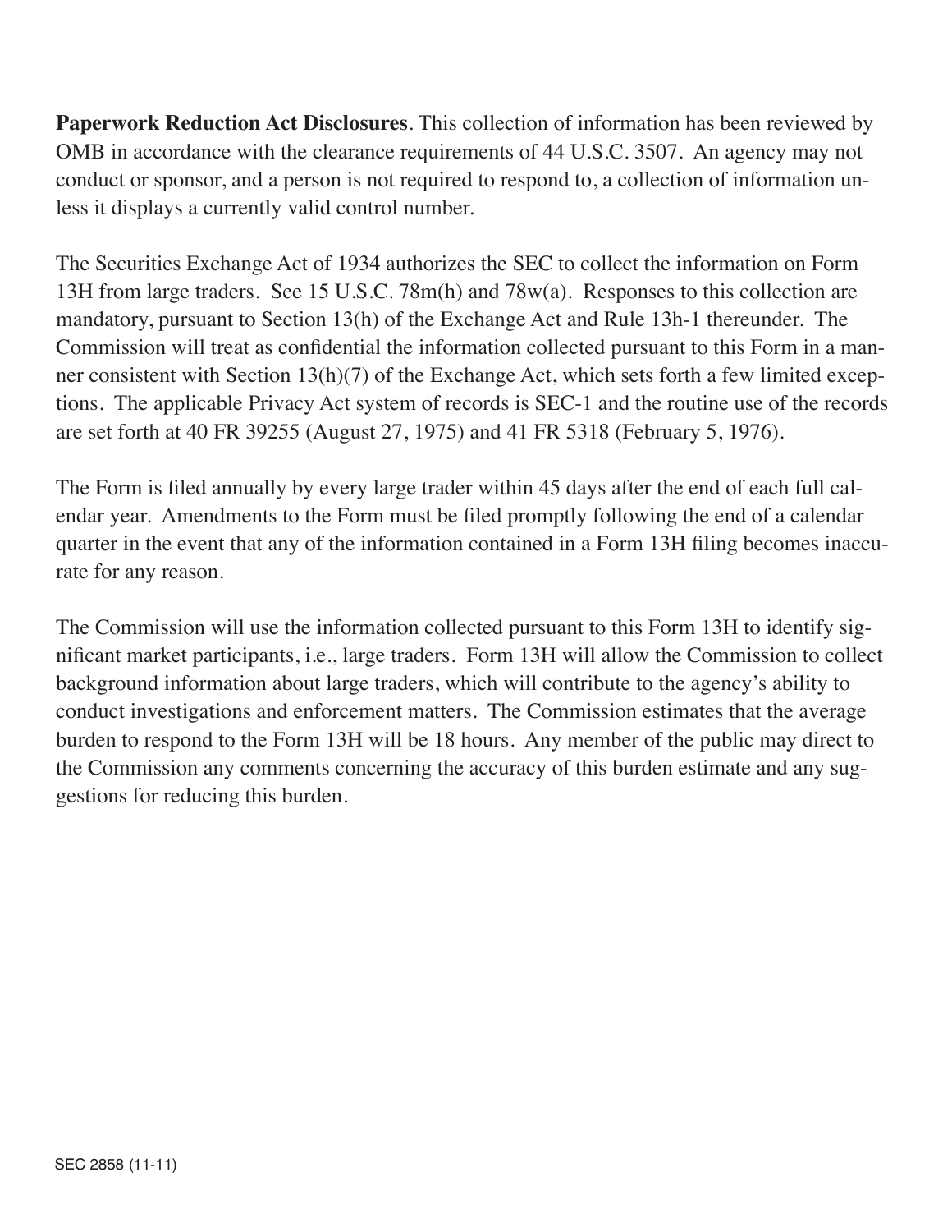**Paperwork Reduction Act Disclosures**. This collection of information has been reviewed by OMB in accordance with the clearance requirements of 44 U.S.C. 3507. An agency may not conduct or sponsor, and a person is not required to respond to, a collection of information unless it displays a currently valid control number.

The Securities Exchange Act of 1934 authorizes the SEC to collect the information on Form 13H from large traders. See 15 U.S.C. 78m(h) and 78w(a). Responses to this collection are mandatory, pursuant to Section 13(h) of the Exchange Act and Rule 13h-1 thereunder. The Commission will treat as confidential the information collected pursuant to this Form in a manner consistent with Section 13(h)(7) of the Exchange Act, which sets forth a few limited exceptions. The applicable Privacy Act system of records is SEC-1 and the routine use of the records are set forth at 40 FR 39255 (August 27, 1975) and 41 FR 5318 (February 5, 1976).

The Form is filed annually by every large trader within 45 days after the end of each full calendar year. Amendments to the Form must be filed promptly following the end of a calendar quarter in the event that any of the information contained in a Form 13H filing becomes inaccurate for any reason.

The Commission will use the information collected pursuant to this Form 13H to identify significant market participants, i.e., large traders. Form 13H will allow the Commission to collect background information about large traders, which will contribute to the agency's ability to conduct investigations and enforcement matters. The Commission estimates that the average burden to respond to the Form 13H will be 18 hours. Any member of the public may direct to the Commission any comments concerning the accuracy of this burden estimate and any suggestions for reducing this burden.

SEC 2858 (11-11)